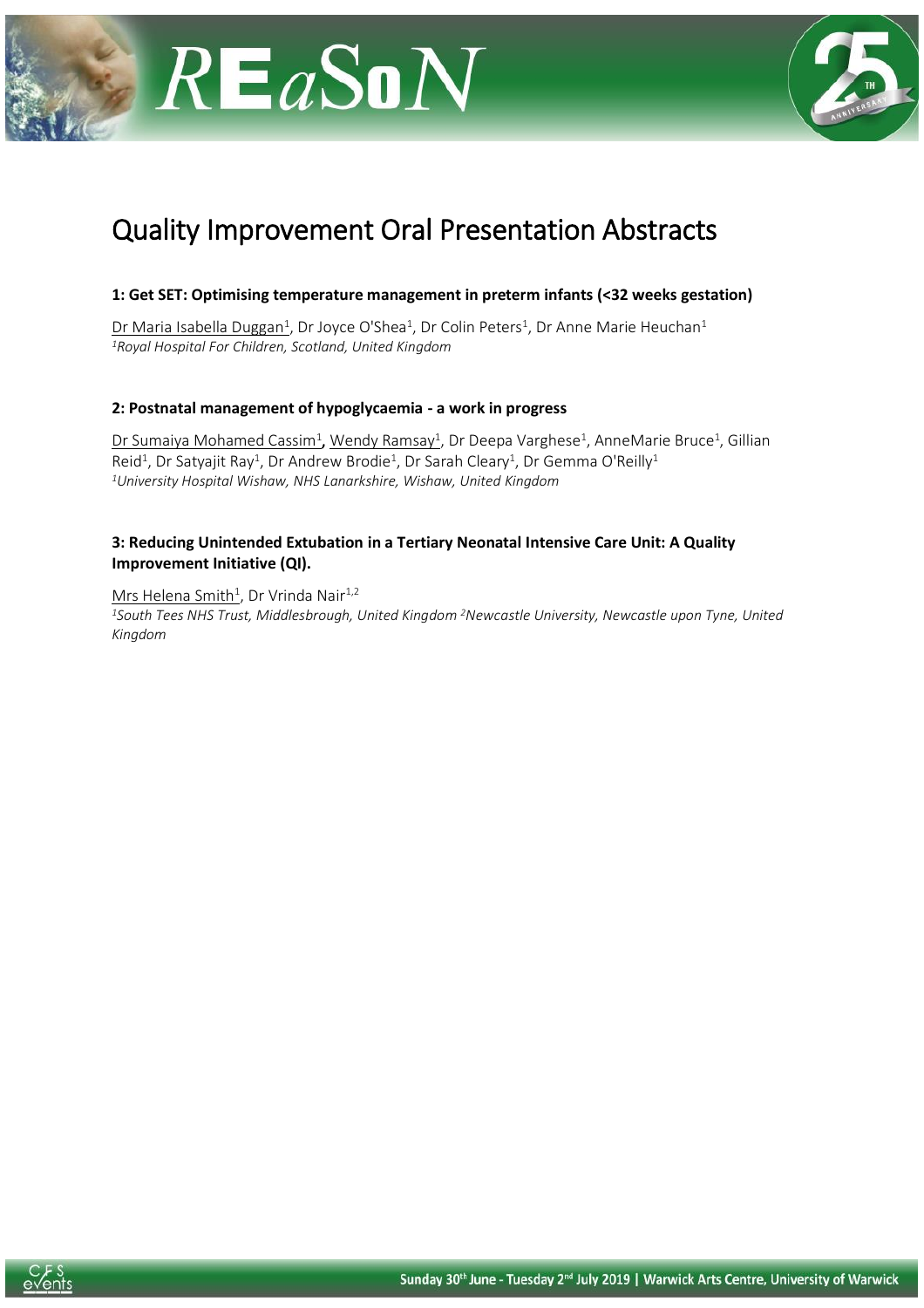# Quality Improvement Oral Presentation Abstracts

**1: Get SET: Optimising temperature management in preterm infants (<32 weeks gestation)**

Dr Maria Isabella Duggan[1], Dr Joyce O'Shea[1], Dr Colin Peters[1], Dr Anne Marie Heuchan[1]
*[1]Royal Hospital For Children, Scotland, United Kingdom*

**2: Postnatal management of hypoglycaemia - a work in progress**

Dr Sumaiya Mohamed Cassim[1], Wendy Ramsay[1], Dr Deepa Varghese[1], AnneMarie Bruce[1], Gillian Reid[1], Dr Satyajit Ray[1], Dr Andrew Brodie[1], Dr Sarah Cleary[1], Dr Gemma O'Reilly[1]
*[1]University Hospital Wishaw, NHS Lanarkshire, Wishaw, United Kingdom*

**3: Reducing Unintended Extubation in a Tertiary Neonatal Intensive Care Unit: A Quality Improvement Initiative (QI).**

Mrs Helena Smith[1], Dr Vrinda Nair[1,2]
*[1]South Tees NHS Trust, Middlesbrough, United Kingdom [2]Newcastle University, Newcastle upon Tyne, United Kingdom*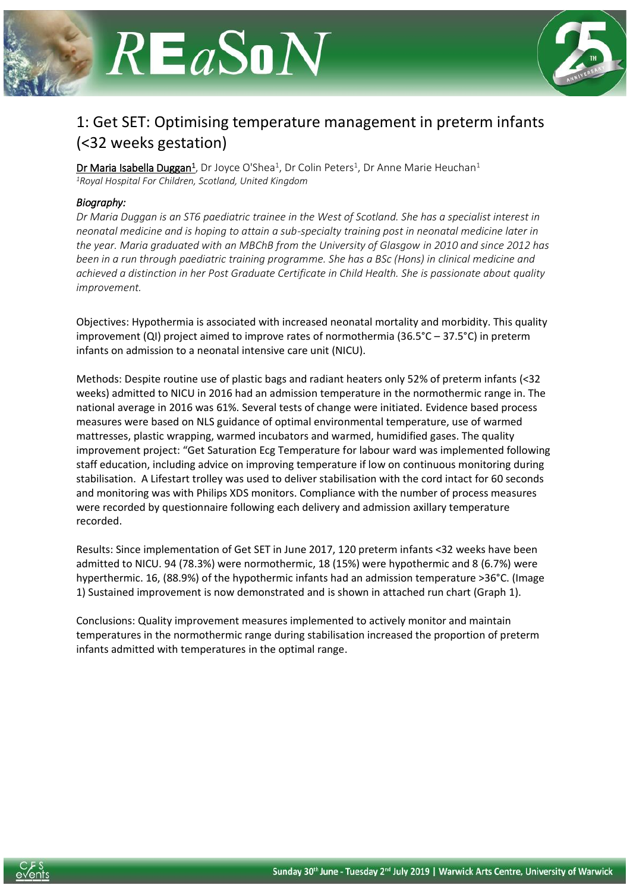# 1: Get SET: Optimising temperature management in preterm infants (<32 weeks gestation)

**Dr Maria Isabella Duggan[1]**, Dr Joyce O'Shea[1], Dr Colin Peters[1], Dr Anne Marie Heuchan[1]

*[1]Royal Hospital For Children, Scotland, United Kingdom*

### *Biography:*

*Dr Maria Duggan is an ST6 paediatric trainee in the West of Scotland. She has a specialist interest in neonatal medicine and is hoping to attain a sub-specialty training post in neonatal medicine later in the year. Maria graduated with an MBChB from the University of Glasgow in 2010 and since 2012 has been in a run through paediatric training programme. She has a BSc (Hons) in clinical medicine and achieved a distinction in her Post Graduate Certificate in Child Health. She is passionate about quality improvement.*

Objectives: Hypothermia is associated with increased neonatal mortality and morbidity. This quality improvement (QI) project aimed to improve rates of normothermia (36.5°C – 37.5°C) in preterm infants on admission to a neonatal intensive care unit (NICU).

Methods: Despite routine use of plastic bags and radiant heaters only 52% of preterm infants (<32 weeks) admitted to NICU in 2016 had an admission temperature in the normothermic range in. The national average in 2016 was 61%. Several tests of change were initiated. Evidence based process measures were based on NLS guidance of optimal environmental temperature, use of warmed mattresses, plastic wrapping, warmed incubators and warmed, humidified gases. The quality improvement project: "Get Saturation Ecg Temperature for labour ward was implemented following staff education, including advice on improving temperature if low on continuous monitoring during stabilisation. A Lifestart trolley was used to deliver stabilisation with the cord intact for 60 seconds and monitoring was with Philips XDS monitors. Compliance with the number of process measures were recorded by questionnaire following each delivery and admission axillary temperature recorded.

Results: Since implementation of Get SET in June 2017, 120 preterm infants <32 weeks have been admitted to NICU. 94 (78.3%) were normothermic, 18 (15%) were hypothermic and 8 (6.7%) were hyperthermic. 16, (88.9%) of the hypothermic infants had an admission temperature >36°C. (Image 1) Sustained improvement is now demonstrated and is shown in attached run chart (Graph 1).

Conclusions: Quality improvement measures implemented to actively monitor and maintain temperatures in the normothermic range during stabilisation increased the proportion of preterm infants admitted with temperatures in the optimal range.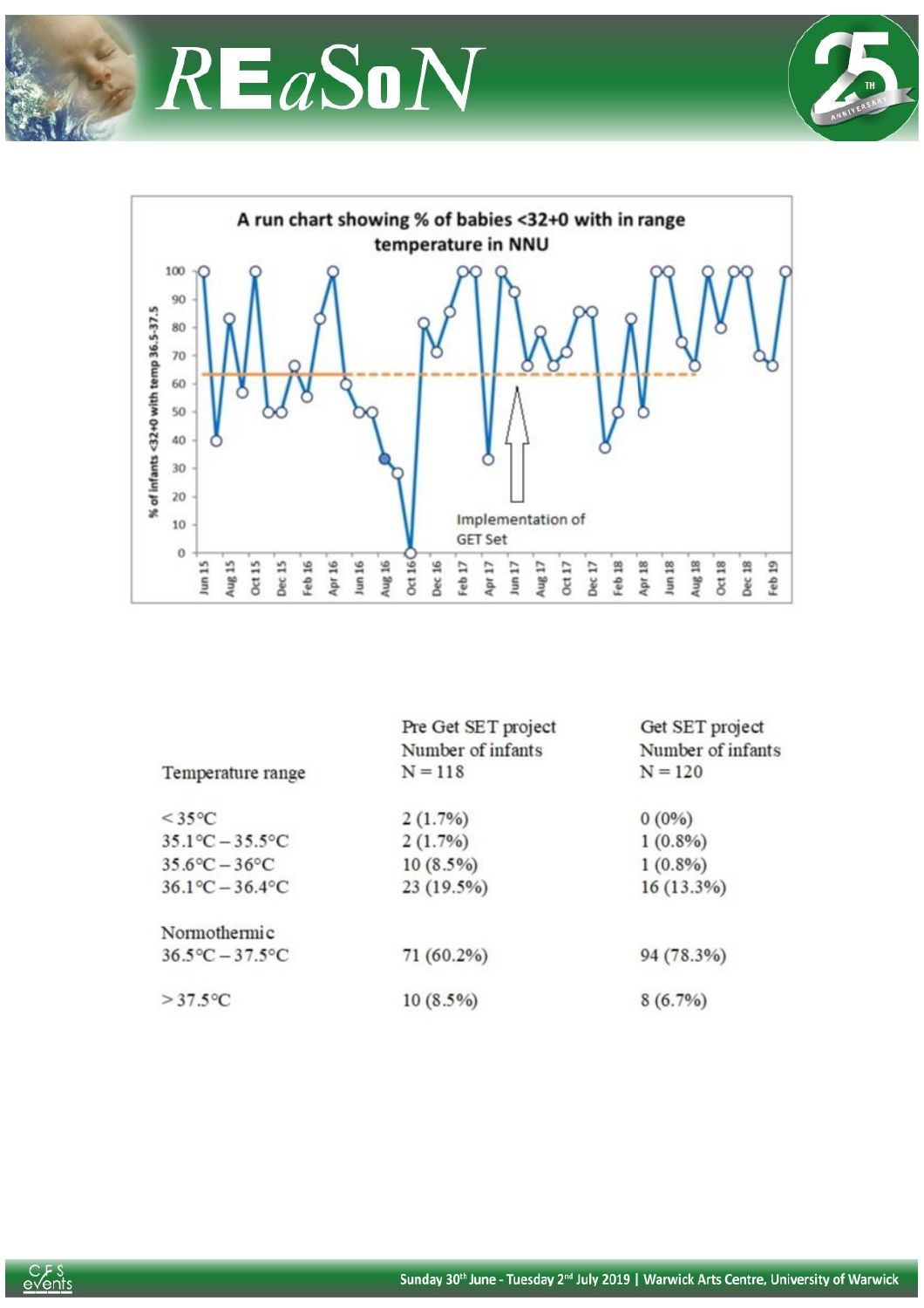A run chart showing % of babies <32+0 with in range temperature in NNU

| Temperature range | Pre Get SET project Number of infants N = 118 | Get SET project Number of infants N = 120 |
|---|---|---|
| < 35°C | 2 (1.7%) | 0 (0%) |
| 35.1°C – 35.5°C | 2 (1.7%) | 1 (0.8%) |
| 35.6°C – 36°C | 10 (8.5%) | 1 (0.8%) |
| 36.1°C – 36.4°C | 23 (19.5%) | 16 (13.3%) |
| Normothermic 36.5°C – 37.5°C | 71 (60.2%) | 94 (78.3%) |
| > 37.5°C | 10 (8.5%) | 8 (6.7%) |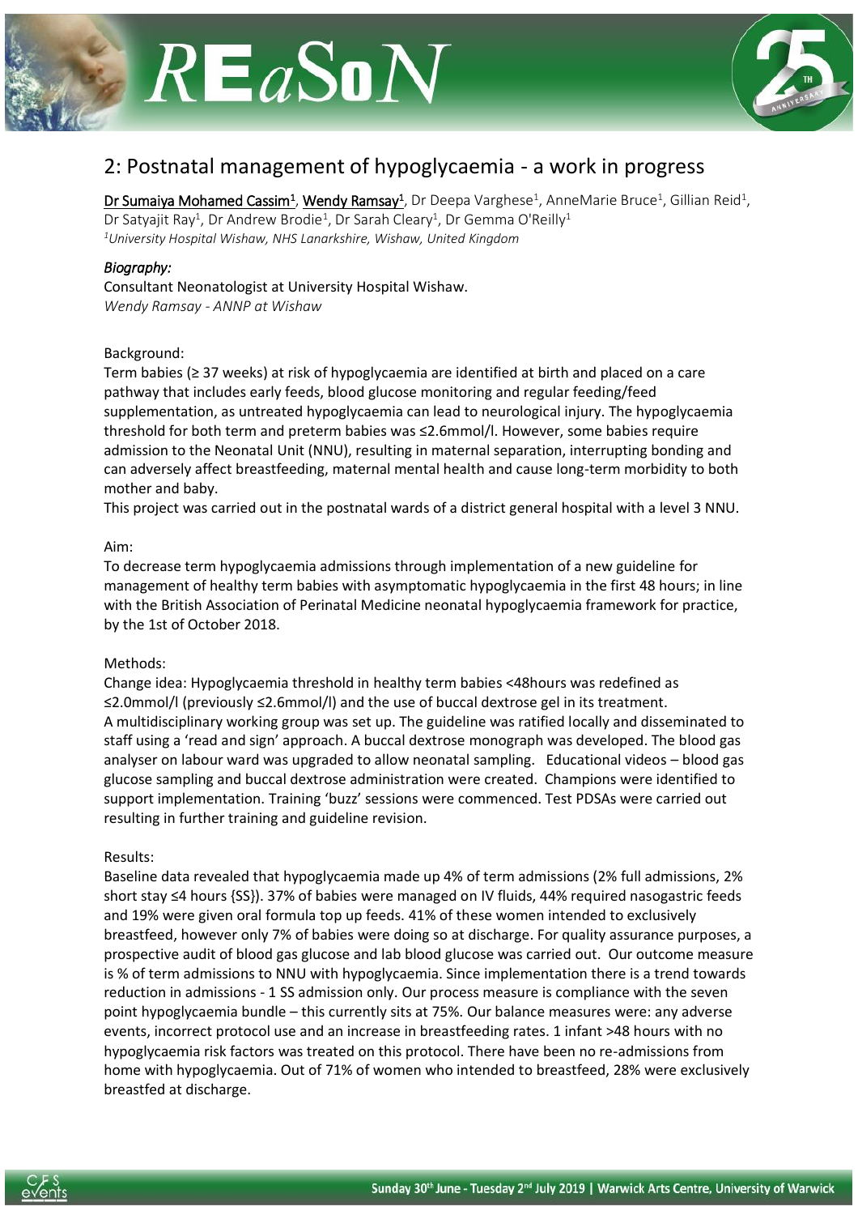## 2: Postnatal management of hypoglycaemia - a work in progress

**Dr Sumaiya Mohamed Cassim**[1], **Wendy Ramsay**[1], Dr Deepa Varghese[1], AnneMarie Bruce[1], Gillian Reid[1], Dr Satyajit Ray[1], Dr Andrew Brodie[1], Dr Sarah Cleary[1], Dr Gemma O'Reilly[1]

*[1]University Hospital Wishaw, NHS Lanarkshire, Wishaw, United Kingdom*

### *Biography:*

Consultant Neonatologist at University Hospital Wishaw.

*Wendy Ramsay - ANNP at Wishaw*

Background:

Term babies (≥ 37 weeks) at risk of hypoglycaemia are identified at birth and placed on a care pathway that includes early feeds, blood glucose monitoring and regular feeding/feed supplementation, as untreated hypoglycaemia can lead to neurological injury. The hypoglycaemia threshold for both term and preterm babies was ≤2.6mmol/l. However, some babies require admission to the Neonatal Unit (NNU), resulting in maternal separation, interrupting bonding and can adversely affect breastfeeding, maternal mental health and cause long-term morbidity to both mother and baby.

This project was carried out in the postnatal wards of a district general hospital with a level 3 NNU.

Aim:

To decrease term hypoglycaemia admissions through implementation of a new guideline for management of healthy term babies with asymptomatic hypoglycaemia in the first 48 hours; in line with the British Association of Perinatal Medicine neonatal hypoglycaemia framework for practice, by the 1st of October 2018.

Methods:

Change idea: Hypoglycaemia threshold in healthy term babies <48hours was redefined as ≤2.0mmol/l (previously ≤2.6mmol/l) and the use of buccal dextrose gel in its treatment.

A multidisciplinary working group was set up. The guideline was ratified locally and disseminated to staff using a 'read and sign' approach. A buccal dextrose monograph was developed. The blood gas analyser on labour ward was upgraded to allow neonatal sampling. Educational videos – blood gas glucose sampling and buccal dextrose administration were created. Champions were identified to support implementation. Training 'buzz' sessions were commenced. Test PDSAs were carried out resulting in further training and guideline revision.

Results:

Baseline data revealed that hypoglycaemia made up 4% of term admissions (2% full admissions, 2% short stay ≤4 hours {SS}). 37% of babies were managed on IV fluids, 44% required nasogastric feeds and 19% were given oral formula top up feeds. 41% of these women intended to exclusively breastfeed, however only 7% of babies were doing so at discharge. For quality assurance purposes, a prospective audit of blood gas glucose and lab blood glucose was carried out. Our outcome measure is % of term admissions to NNU with hypoglycaemia. Since implementation there is a trend towards reduction in admissions - 1 SS admission only. Our process measure is compliance with the seven point hypoglycaemia bundle – this currently sits at 75%. Our balance measures were: any adverse events, incorrect protocol use and an increase in breastfeeding rates. 1 infant >48 hours with no hypoglycaemia risk factors was treated on this protocol. There have been no re-admissions from home with hypoglycaemia. Out of 71% of women who intended to breastfeed, 28% were exclusively breastfed at discharge.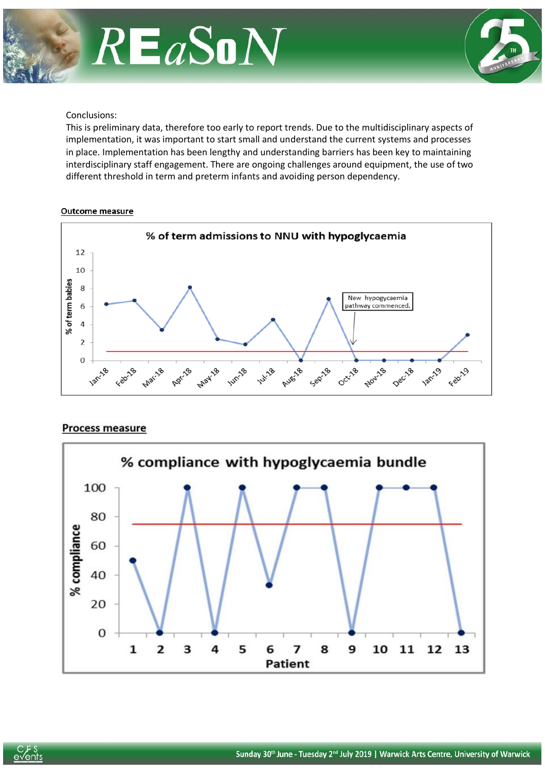Conclusions:

This is preliminary data, therefore too early to report trends. Due to the multidisciplinary aspects of implementation, it was important to start small and understand the current systems and processes in place. Implementation has been lengthy and understanding barriers has been key to maintaining interdisciplinary staff engagement. There are ongoing challenges around equipment, the use of two different threshold in term and preterm infants and avoiding person dependency.

**Outcome measure**

% of term admissions to NNU with hypoglycaemia

New hypogycaemia pathway commenced.

**Process measure**

% compliance with hypoglycaemia bundle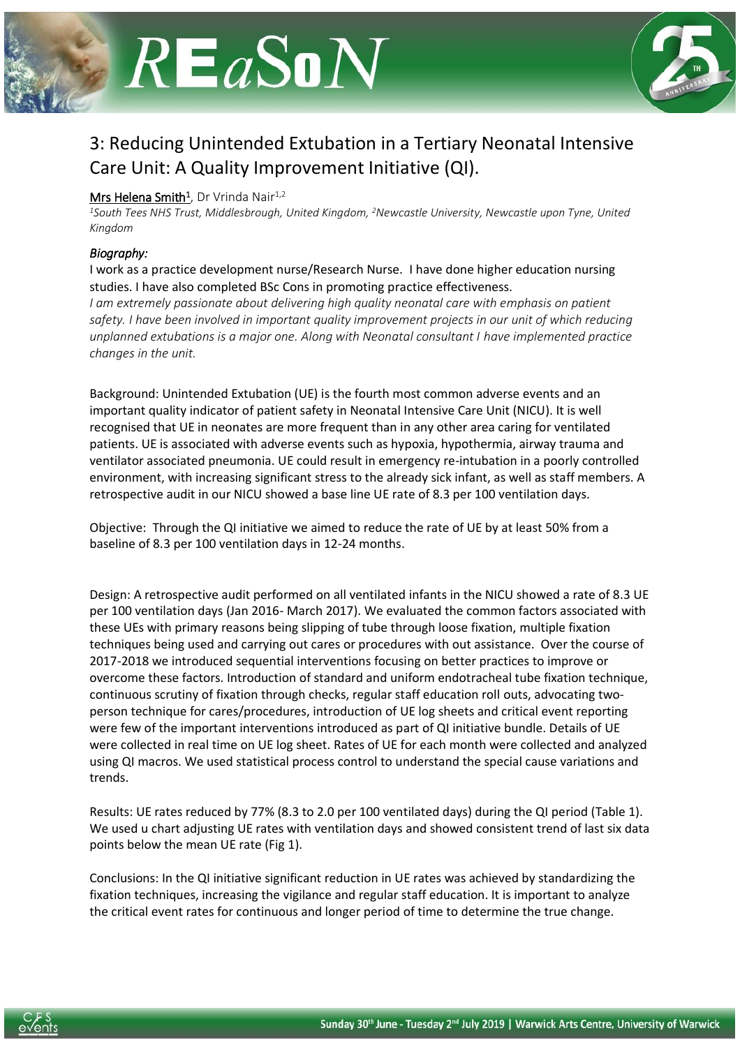# 3: Reducing Unintended Extubation in a Tertiary Neonatal Intensive Care Unit: A Quality Improvement Initiative (QI).

Mrs Helena Smith[1], Dr Vrinda Nair[1,2]

*[1]South Tees NHS Trust, Middlesbrough, United Kingdom, [2]Newcastle University, Newcastle upon Tyne, United Kingdom*

### *Biography:*

I work as a practice development nurse/Research Nurse. I have done higher education nursing studies. I have also completed BSc Cons in promoting practice effectiveness.

*I am extremely passionate about delivering high quality neonatal care with emphasis on patient safety. I have been involved in important quality improvement projects in our unit of which reducing unplanned extubations is a major one. Along with Neonatal consultant I have implemented practice changes in the unit.*

Background: Unintended Extubation (UE) is the fourth most common adverse events and an important quality indicator of patient safety in Neonatal Intensive Care Unit (NICU). It is well recognised that UE in neonates are more frequent than in any other area caring for ventilated patients. UE is associated with adverse events such as hypoxia, hypothermia, airway trauma and ventilator associated pneumonia. UE could result in emergency re-intubation in a poorly controlled environment, with increasing significant stress to the already sick infant, as well as staff members. A retrospective audit in our NICU showed a base line UE rate of 8.3 per 100 ventilation days.

Objective: Through the QI initiative we aimed to reduce the rate of UE by at least 50% from a baseline of 8.3 per 100 ventilation days in 12-24 months.

Design: A retrospective audit performed on all ventilated infants in the NICU showed a rate of 8.3 UE per 100 ventilation days (Jan 2016- March 2017). We evaluated the common factors associated with these UEs with primary reasons being slipping of tube through loose fixation, multiple fixation techniques being used and carrying out cares or procedures with out assistance. Over the course of 2017-2018 we introduced sequential interventions focusing on better practices to improve or overcome these factors. Introduction of standard and uniform endotracheal tube fixation technique, continuous scrutiny of fixation through checks, regular staff education roll outs, advocating two-person technique for cares/procedures, introduction of UE log sheets and critical event reporting were few of the important interventions introduced as part of QI initiative bundle. Details of UE were collected in real time on UE log sheet. Rates of UE for each month were collected and analyzed using QI macros. We used statistical process control to understand the special cause variations and trends.

Results: UE rates reduced by 77% (8.3 to 2.0 per 100 ventilated days) during the QI period (Table 1). We used u chart adjusting UE rates with ventilation days and showed consistent trend of last six data points below the mean UE rate (Fig 1).

Conclusions: In the QI initiative significant reduction in UE rates was achieved by standardizing the fixation techniques, increasing the vigilance and regular staff education. It is important to analyze the critical event rates for continuous and longer period of time to determine the true change.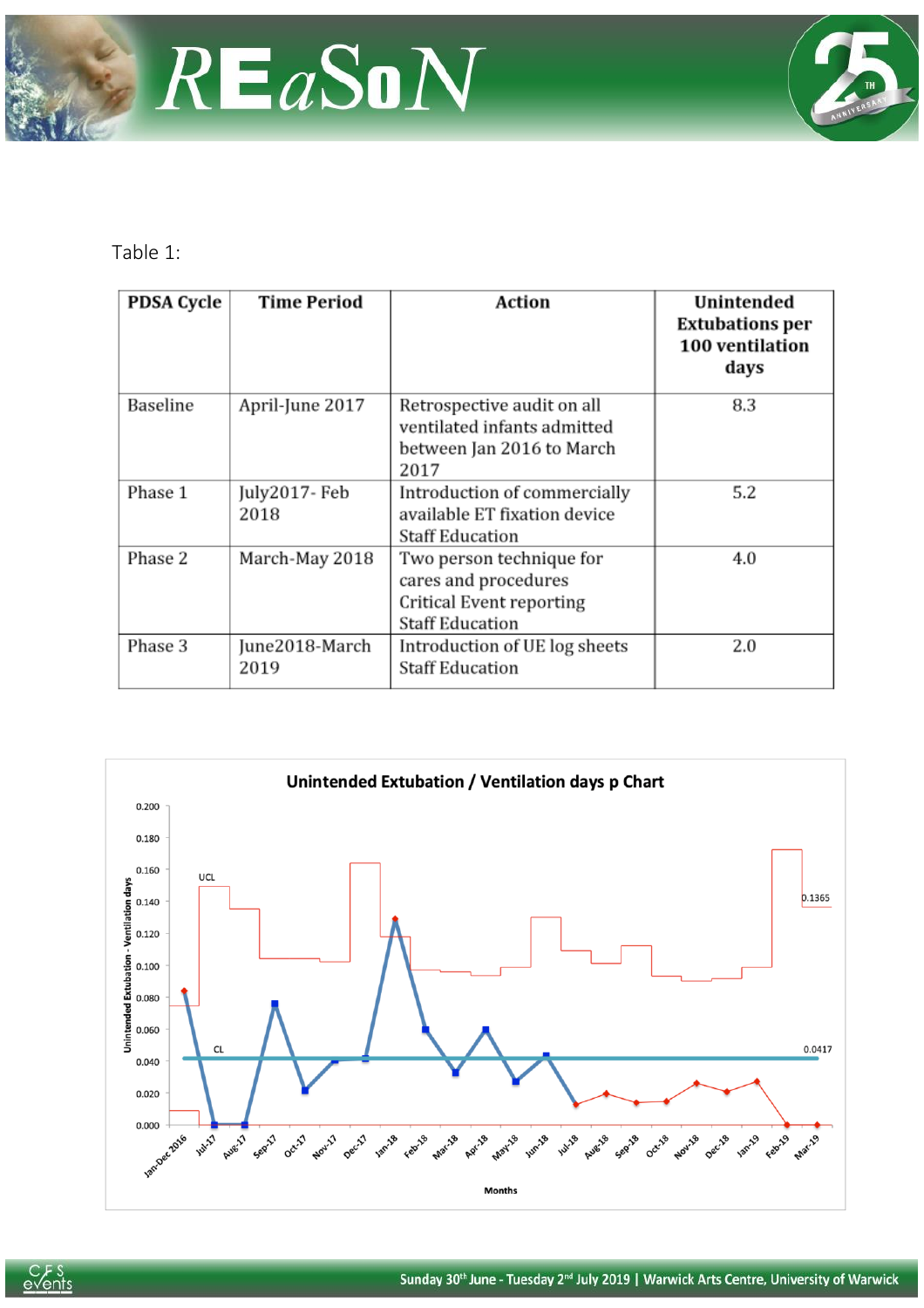Table 1:

| PDSA Cycle | Time Period | Action | Unintended Extubations per 100 ventilation days |
| --- | --- | --- | --- |
| Baseline | April-June 2017 | Retrospective audit on all ventilated infants admitted between Jan 2016 to March 2017 | 8.3 |
| Phase 1 | July2017- Feb 2018 | Introduction of commercially available ET fixation device<br>Staff Education | 5.2 |
| Phase 2 | March-May 2018 | Two person technique for cares and procedures<br>Critical Event reporting<br>Staff Education | 4.0 |
| Phase 3 | June2018-March 2019 | Introduction of UE log sheets<br>Staff Education | 2.0 |

Unintended Extubation / Ventilation days p Chart

Unintended Extubation - Ventilation days

0.200
0.180
0.160
0.140
0.120
0.100
0.080
0.060
0.040
0.020
0.000

UCL
CL
0.1365
0.0417

Jan-Dec 2016, Jul-17, Aug-17, Sep-17, Oct-17, Nov-17, Dec-17, Jan-18, Feb-18, Mar-18, Apr-18, May-18, Jun-18, Jul-18, Aug-18, Sep-18, Oct-18, Nov-18, Dec-18, Jan-19, Feb-19, Mar-19

Months